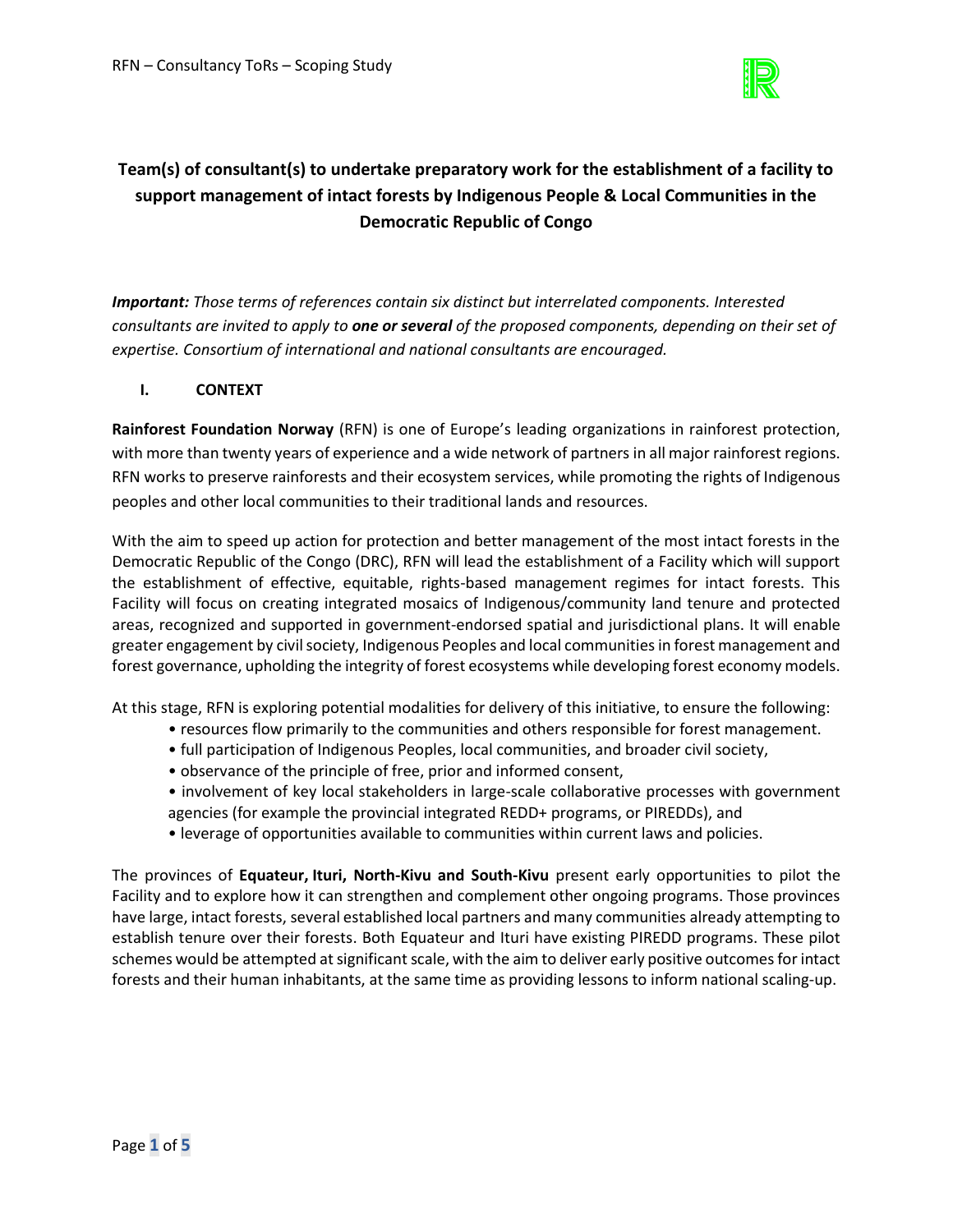# Team(s) of consultant(s) to undertake preparatory work for the establishment of a facility to support management of intact forests by Indigenous People & Local Communities in the Democratic Republic of Congo

***Important:*** *Those terms of references contain six distinct but interrelated components. Interested consultants are invited to apply to* ***one or several*** *of the proposed components, depending on their set of expertise. Consortium of international and national consultants are encouraged.*

## I. CONTEXT

**Rainforest Foundation Norway** (RFN) is one of Europe's leading organizations in rainforest protection, with more than twenty years of experience and a wide network of partners in all major rainforest regions. RFN works to preserve rainforests and their ecosystem services, while promoting the rights of Indigenous peoples and other local communities to their traditional lands and resources.

With the aim to speed up action for protection and better management of the most intact forests in the Democratic Republic of the Congo (DRC), RFN will lead the establishment of a Facility which will support the establishment of effective, equitable, rights-based management regimes for intact forests. This Facility will focus on creating integrated mosaics of Indigenous/community land tenure and protected areas, recognized and supported in government-endorsed spatial and jurisdictional plans. It will enable greater engagement by civil society, Indigenous Peoples and local communities in forest management and forest governance, upholding the integrity of forest ecosystems while developing forest economy models.

At this stage, RFN is exploring potential modalities for delivery of this initiative, to ensure the following:

- resources flow primarily to the communities and others responsible for forest management.
- full participation of Indigenous Peoples, local communities, and broader civil society,
- observance of the principle of free, prior and informed consent,
- involvement of key local stakeholders in large-scale collaborative processes with government agencies (for example the provincial integrated REDD+ programs, or PIREDDs), and
- leverage of opportunities available to communities within current laws and policies.

The provinces of **Equateur, Ituri, North-Kivu and South-Kivu** present early opportunities to pilot the Facility and to explore how it can strengthen and complement other ongoing programs. Those provinces have large, intact forests, several established local partners and many communities already attempting to establish tenure over their forests. Both Equateur and Ituri have existing PIREDD programs. These pilot schemes would be attempted at significant scale, with the aim to deliver early positive outcomes for intact forests and their human inhabitants, at the same time as providing lessons to inform national scaling-up.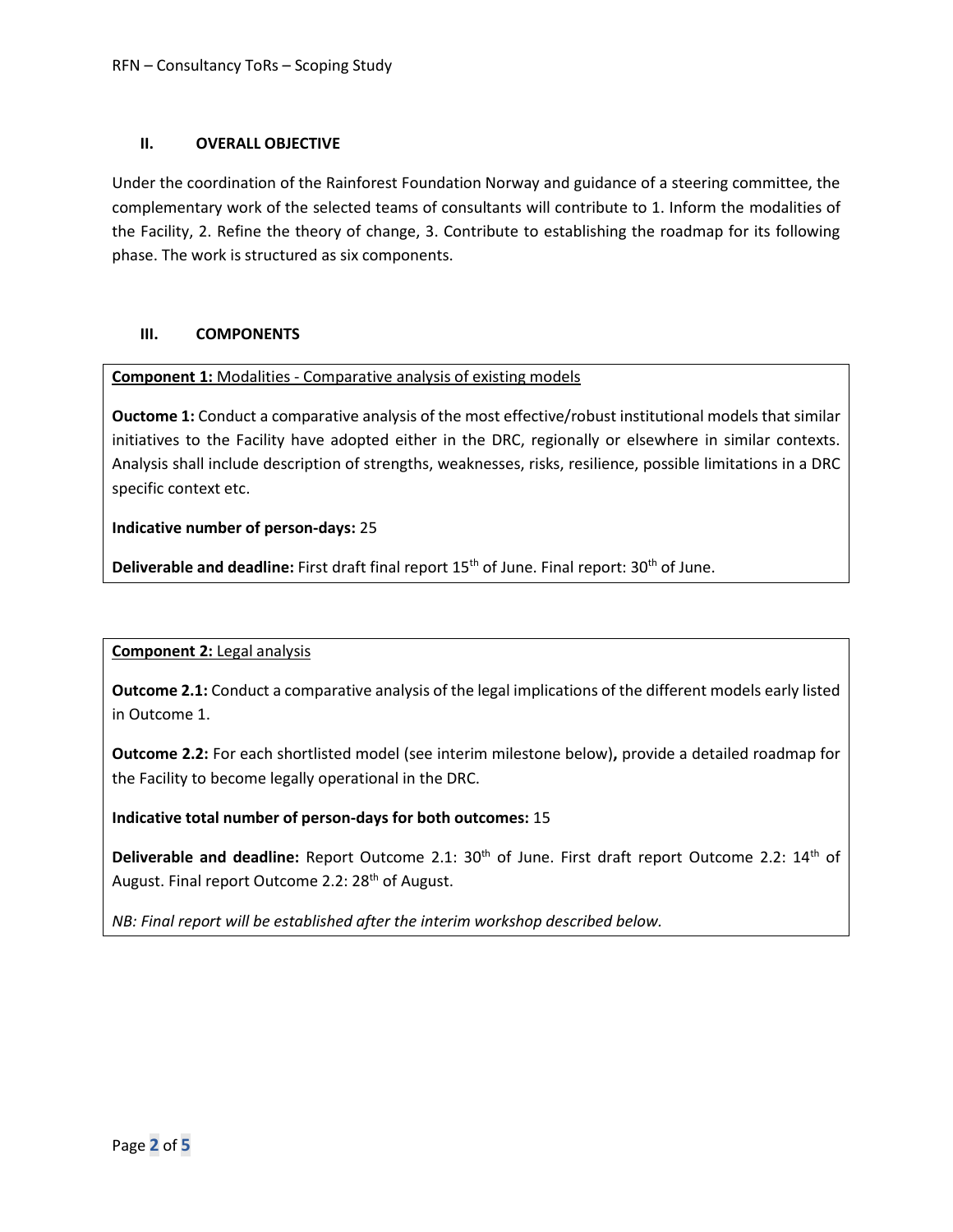## II. OVERALL OBJECTIVE

Under the coordination of the Rainforest Foundation Norway and guidance of a steering committee, the complementary work of the selected teams of consultants will contribute to 1. Inform the modalities of the Facility, 2. Refine the theory of change, 3. Contribute to establishing the roadmap for its following phase. The work is structured as six components.

## III. COMPONENTS

**Component 1:** Modalities - Comparative analysis of existing models

**Ouctome 1:** Conduct a comparative analysis of the most effective/robust institutional models that similar initiatives to the Facility have adopted either in the DRC, regionally or elsewhere in similar contexts. Analysis shall include description of strengths, weaknesses, risks, resilience, possible limitations in a DRC specific context etc.

**Indicative number of person-days:** 25

**Deliverable and deadline:** First draft final report 15th of June. Final report: 30th of June.

**Component 2:** Legal analysis

**Outcome 2.1:** Conduct a comparative analysis of the legal implications of the different models early listed in Outcome 1.

**Outcome 2.2:** For each shortlisted model (see interim milestone below)**,** provide a detailed roadmap for the Facility to become legally operational in the DRC.

**Indicative total number of person-days for both outcomes:** 15

**Deliverable and deadline:** Report Outcome 2.1: 30th of June. First draft report Outcome 2.2: 14th of August. Final report Outcome 2.2: 28th of August.

*NB: Final report will be established after the interim workshop described below.*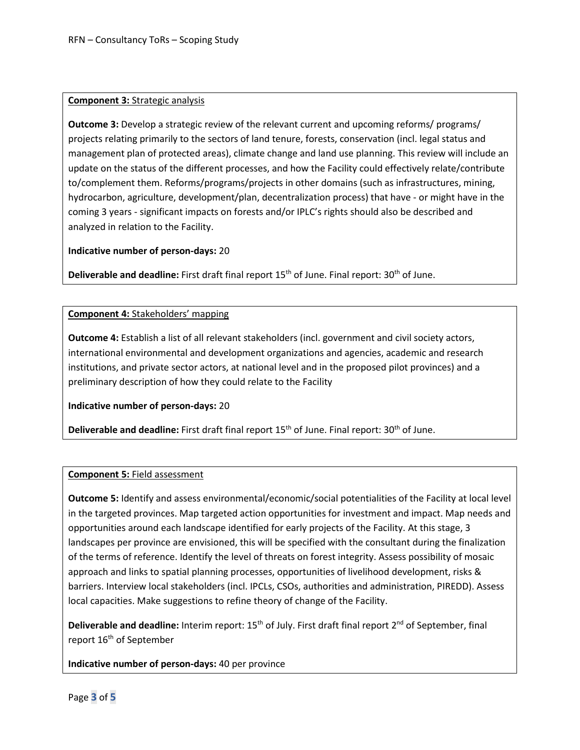**Component 3:** Strategic analysis

**Outcome 3:** Develop a strategic review of the relevant current and upcoming reforms/ programs/ projects relating primarily to the sectors of land tenure, forests, conservation (incl. legal status and management plan of protected areas), climate change and land use planning. This review will include an update on the status of the different processes, and how the Facility could effectively relate/contribute to/complement them. Reforms/programs/projects in other domains (such as infrastructures, mining, hydrocarbon, agriculture, development/plan, decentralization process) that have - or might have in the coming 3 years - significant impacts on forests and/or IPLC's rights should also be described and analyzed in relation to the Facility.

**Indicative number of person-days:** 20

**Deliverable and deadline:** First draft final report 15th of June. Final report: 30th of June.

**Component 4:** Stakeholders' mapping

**Outcome 4:** Establish a list of all relevant stakeholders (incl. government and civil society actors, international environmental and development organizations and agencies, academic and research institutions, and private sector actors, at national level and in the proposed pilot provinces) and a preliminary description of how they could relate to the Facility

**Indicative number of person-days:** 20

**Deliverable and deadline:** First draft final report 15th of June. Final report: 30th of June.

**Component 5:** Field assessment

**Outcome 5:** Identify and assess environmental/economic/social potentialities of the Facility at local level in the targeted provinces. Map targeted action opportunities for investment and impact. Map needs and opportunities around each landscape identified for early projects of the Facility. At this stage, 3 landscapes per province are envisioned, this will be specified with the consultant during the finalization of the terms of reference. Identify the level of threats on forest integrity. Assess possibility of mosaic approach and links to spatial planning processes, opportunities of livelihood development, risks & barriers. Interview local stakeholders (incl. IPCLs, CSOs, authorities and administration, PIREDD). Assess local capacities. Make suggestions to refine theory of change of the Facility.

**Deliverable and deadline:** Interim report: 15th of July. First draft final report 2nd of September, final report 16th of September

**Indicative number of person-days:** 40 per province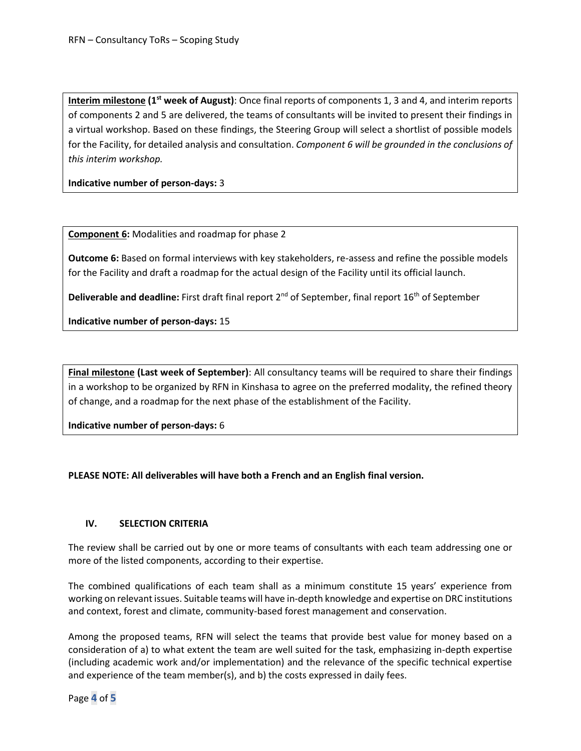**Interim milestone (1st week of August)**: Once final reports of components 1, 3 and 4, and interim reports of components 2 and 5 are delivered, the teams of consultants will be invited to present their findings in a virtual workshop. Based on these findings, the Steering Group will select a shortlist of possible models for the Facility, for detailed analysis and consultation. *Component 6 will be grounded in the conclusions of this interim workshop.*

**Indicative number of person-days:** 3

**Component 6:** Modalities and roadmap for phase 2

**Outcome 6:** Based on formal interviews with key stakeholders, re-assess and refine the possible models for the Facility and draft a roadmap for the actual design of the Facility until its official launch.

**Deliverable and deadline:** First draft final report 2nd of September, final report 16th of September

**Indicative number of person-days:** 15

**Final milestone (Last week of September)**: All consultancy teams will be required to share their findings in a workshop to be organized by RFN in Kinshasa to agree on the preferred modality, the refined theory of change, and a roadmap for the next phase of the establishment of the Facility.

**Indicative number of person-days:** 6

**PLEASE NOTE: All deliverables will have both a French and an English final version.**

## IV. SELECTION CRITERIA

The review shall be carried out by one or more teams of consultants with each team addressing one or more of the listed components, according to their expertise.

The combined qualifications of each team shall as a minimum constitute 15 years' experience from working on relevant issues. Suitable teams will have in-depth knowledge and expertise on DRC institutions and context, forest and climate, community-based forest management and conservation.

Among the proposed teams, RFN will select the teams that provide best value for money based on a consideration of a) to what extent the team are well suited for the task, emphasizing in-depth expertise (including academic work and/or implementation) and the relevance of the specific technical expertise and experience of the team member(s), and b) the costs expressed in daily fees.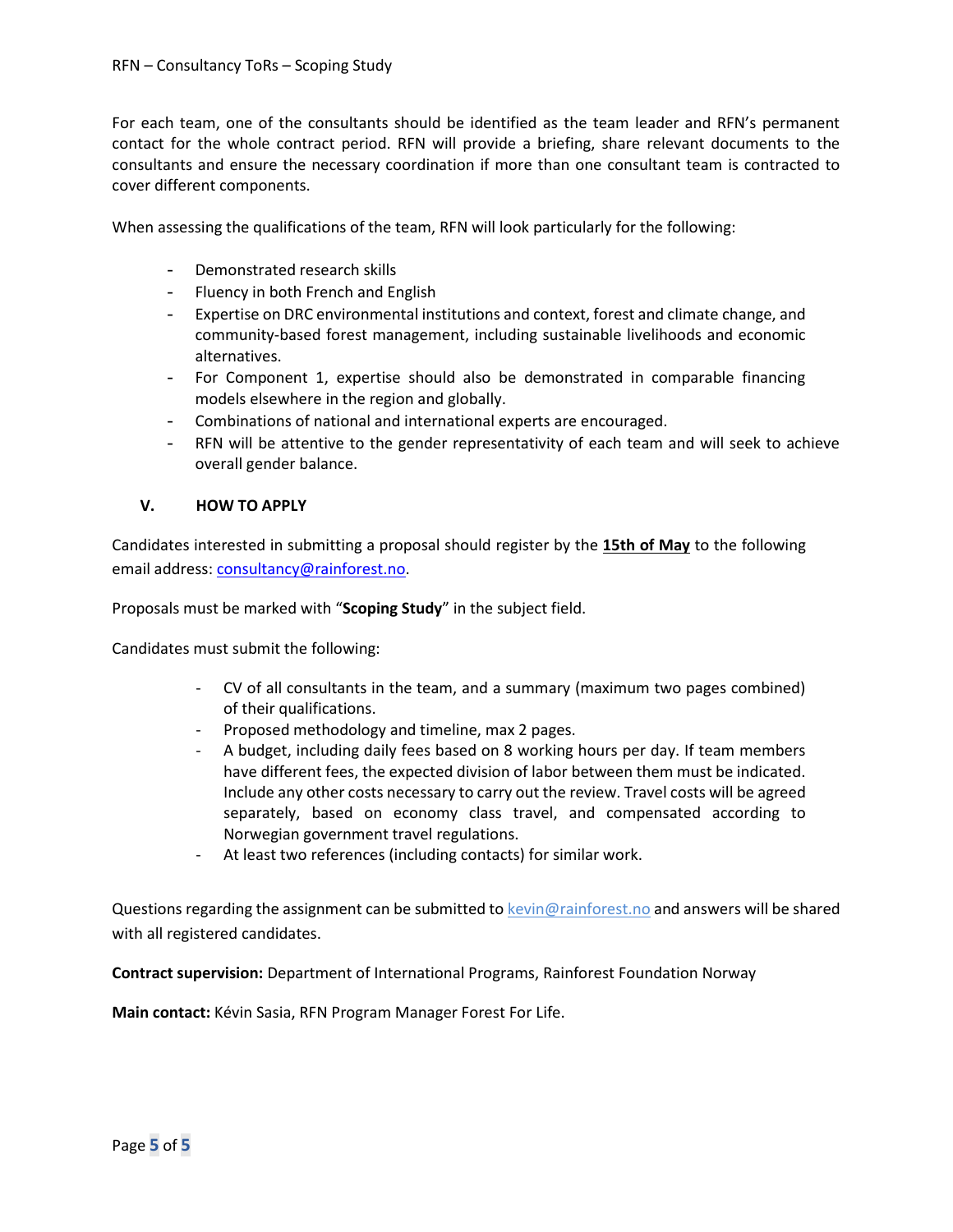For each team, one of the consultants should be identified as the team leader and RFN's permanent contact for the whole contract period. RFN will provide a briefing, share relevant documents to the consultants and ensure the necessary coordination if more than one consultant team is contracted to cover different components.

When assessing the qualifications of the team, RFN will look particularly for the following:

- Demonstrated research skills
- Fluency in both French and English
- Expertise on DRC environmental institutions and context, forest and climate change, and community-based forest management, including sustainable livelihoods and economic alternatives.
- For Component 1, expertise should also be demonstrated in comparable financing models elsewhere in the region and globally.
- Combinations of national and international experts are encouraged.
- RFN will be attentive to the gender representativity of each team and will seek to achieve overall gender balance.

## V. HOW TO APPLY

Candidates interested in submitting a proposal should register by the **15th of May** to the following email address: consultancy@rainforest.no.

Proposals must be marked with "**Scoping Study**" in the subject field.

Candidates must submit the following:

- CV of all consultants in the team, and a summary (maximum two pages combined) of their qualifications.
- Proposed methodology and timeline, max 2 pages.
- A budget, including daily fees based on 8 working hours per day. If team members have different fees, the expected division of labor between them must be indicated. Include any other costs necessary to carry out the review. Travel costs will be agreed separately, based on economy class travel, and compensated according to Norwegian government travel regulations.
- At least two references (including contacts) for similar work.

Questions regarding the assignment can be submitted to kevin@rainforest.no and answers will be shared with all registered candidates.

**Contract supervision:** Department of International Programs, Rainforest Foundation Norway

**Main contact:** Kévin Sasia, RFN Program Manager Forest For Life.